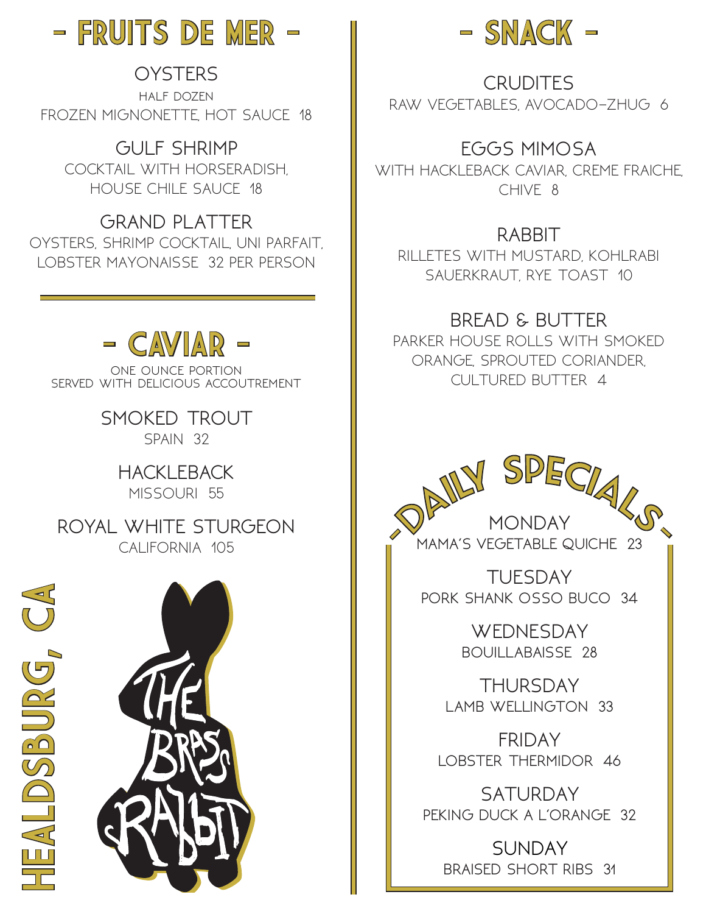# - FRUITS DE MER -

**OYSTERS**
HALF DOZEN
FROZEN MIGNONETTE, HOT SAUCE 18

**GULF SHRIMP**
COCKTAIL WITH HORSERADISH, HOUSE CHILE SAUCE 18

**GRAND PLATTER**
OYSTERS, SHRIMP COCKTAIL, UNI PARFAIT, LOBSTER MAYONAISSE 32 PER PERSON

# - CAVIAR -

ONE OUNCE PORTION
SERVED WITH DELICIOUS ACCOUTREMENT

**SMOKED TROUT**
SPAIN 32

**HACKLEBACK**
MISSOURI 55

**ROYAL WHITE STURGEON**
CALIFORNIA 105

HEALDSBURG, CA

THE BRASS RABBIT

# - SNACK -

**CRUDITES**
RAW VEGETABLES, AVOCADO-ZHUG 6

**EGGS MIMOSA**
WITH HACKLEBACK CAVIAR, CREME FRAICHE, CHIVE 8

**RABBIT**
RILLETES WITH MUSTARD, KOHLRABI SAUERKRAUT, RYE TOAST 10

**BREAD & BUTTER**
PARKER HOUSE ROLLS WITH SMOKED ORANGE, SPROUTED CORIANDER, CULTURED BUTTER 4

# -DAILY SPECIALS-

**MONDAY**
MAMA'S VEGETABLE QUICHE 23

**TUESDAY**
PORK SHANK OSSO BUCO 34

**WEDNESDAY**
BOUILLABAISSE 28

**THURSDAY**
LAMB WELLINGTON 33

**FRIDAY**
LOBSTER THERMIDOR 46

**SATURDAY**
PEKING DUCK A L'ORANGE 32

**SUNDAY**
BRAISED SHORT RIBS 31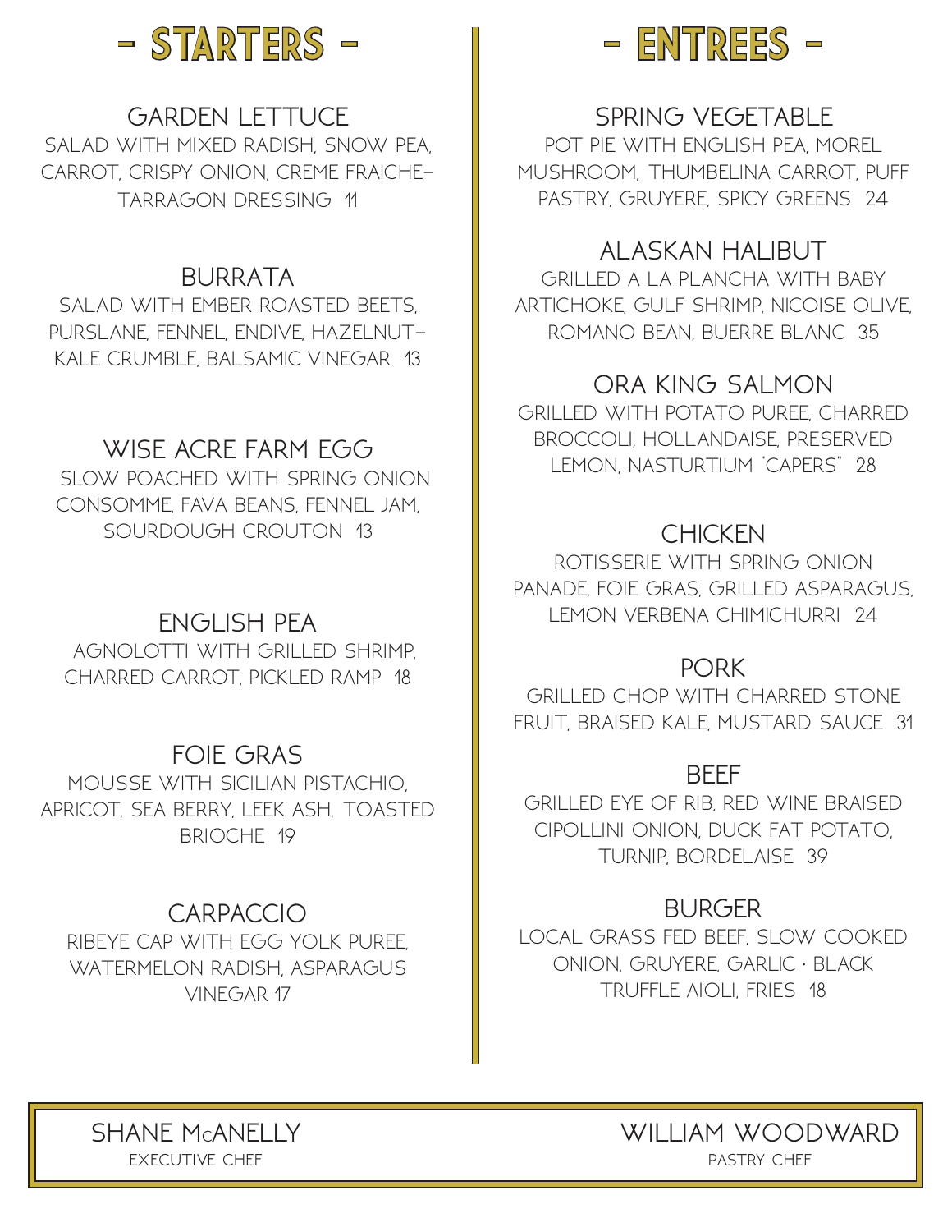# - STARTERS -

### GARDEN LETTUCE

SALAD WITH MIXED RADISH, SNOW PEA, CARROT, CRISPY ONION, CREME FRAICHE–TARRAGON DRESSING 11

### BURRATA

SALAD WITH EMBER ROASTED BEETS, PURSLANE, FENNEL, ENDIVE, HAZELNUT–KALE CRUMBLE, BALSAMIC VINEGAR 13

### WISE ACRE FARM EGG

SLOW POACHED WITH SPRING ONION CONSOMME, FAVA BEANS, FENNEL JAM, SOURDOUGH CROUTON 13

### ENGLISH PEA

AGNOLOTTI WITH GRILLED SHRIMP, CHARRED CARROT, PICKLED RAMP 18

### FOIE GRAS

MOUSSE WITH SICILIAN PISTACHIO, APRICOT, SEA BERRY, LEEK ASH, TOASTED BRIOCHE 19

### CARPACCIO

RIBEYE CAP WITH EGG YOLK PUREE, WATERMELON RADISH, ASPARAGUS VINEGAR 17

# - ENTREES -

### SPRING VEGETABLE

POT PIE WITH ENGLISH PEA, MOREL MUSHROOM, THUMBELINA CARROT, PUFF PASTRY, GRUYERE, SPICY GREENS 24

### ALASKAN HALIBUT

GRILLED A LA PLANCHA WITH BABY ARTICHOKE, GULF SHRIMP, NICOISE OLIVE, ROMANO BEAN, BUERRE BLANC 35

### ORA KING SALMON

GRILLED WITH POTATO PUREE, CHARRED BROCCOLI, HOLLANDAISE, PRESERVED LEMON, NASTURTIUM "CAPERS" 28

### CHICKEN

ROTISSERIE WITH SPRING ONION PANADE, FOIE GRAS, GRILLED ASPARAGUS, LEMON VERBENA CHIMICHURRI 24

### PORK

GRILLED CHOP WITH CHARRED STONE FRUIT, BRAISED KALE, MUSTARD SAUCE 31

### BEEF

GRILLED EYE OF RIB, RED WINE BRAISED CIPOLLINI ONION, DUCK FAT POTATO, TURNIP, BORDELAISE 39

### BURGER

LOCAL GRASS FED BEEF, SLOW COOKED ONION, GRUYERE, GARLIC · BLACK TRUFFLE AIOLI, FRIES 18

---

SHANE McANELLY
EXECUTIVE CHEF

WILLIAM WOODWARD
PASTRY CHEF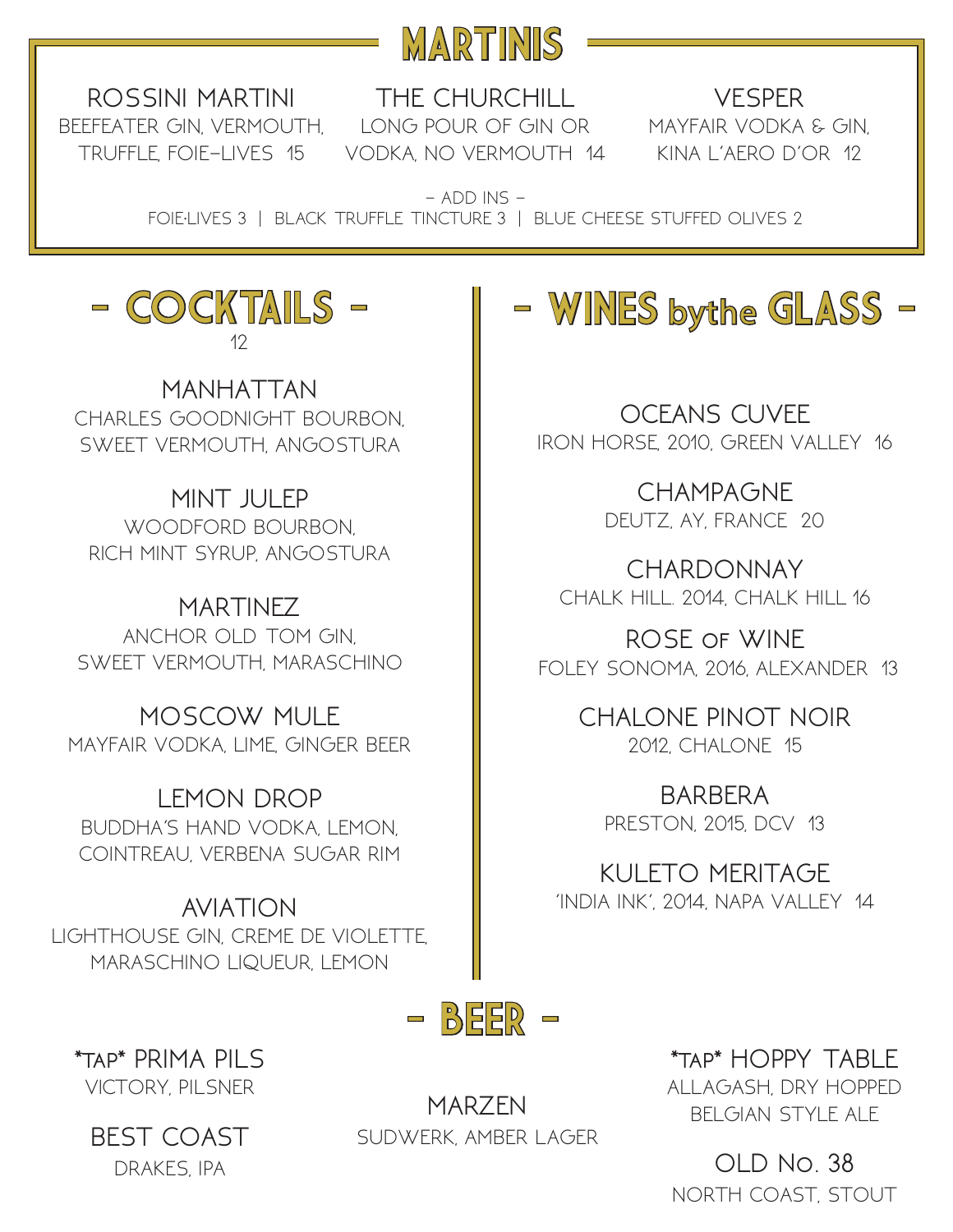# MARTINIS

**ROSSINI MARTINI**
BEEFEATER GIN, VERMOUTH, TRUFFLE, FOIE-LIVES 15

**THE CHURCHILL**
LONG POUR OF GIN OR VODKA, NO VERMOUTH 14

**VESPER**
MAYFAIR VODKA & GIN, KINA L'AERO D'OR 12

– ADD INS –
FOIE-LIVES 3 | BLACK TRUFFLE TINCTURE 3 | BLUE CHEESE STUFFED OLIVES 2

# - COCKTAILS -

12

**MANHATTAN**
CHARLES GOODNIGHT BOURBON, SWEET VERMOUTH, ANGOSTURA

**MINT JULEP**
WOODFORD BOURBON, RICH MINT SYRUP, ANGOSTURA

**MARTINEZ**
ANCHOR OLD TOM GIN, SWEET VERMOUTH, MARASCHINO

**MOSCOW MULE**
MAYFAIR VODKA, LIME, GINGER BEER

**LEMON DROP**
BUDDHA'S HAND VODKA, LEMON, COINTREAU, VERBENA SUGAR RIM

**AVIATION**
LIGHTHOUSE GIN, CREME DE VIOLETTE, MARASCHINO LIQUEUR, LEMON

# - WINES by the GLASS -

**OCEANS CUVEE**
IRON HORSE, 2010, GREEN VALLEY 16

**CHAMPAGNE**
DEUTZ, AY, FRANCE 20

**CHARDONNAY**
CHALK HILL. 2014, CHALK HILL 16

**ROSE OF WINE**
FOLEY SONOMA, 2016, ALEXANDER 13

**CHALONE PINOT NOIR**
2012, CHALONE 15

**BARBERA**
PRESTON, 2015, DCV 13

**KULETO MERITAGE**
'INDIA INK', 2014, NAPA VALLEY 14

# - BEER -

**\*TAP\* PRIMA PILS**
VICTORY, PILSNER

**BEST COAST**
DRAKES, IPA

**MARZEN**
SUDWERK, AMBER LAGER

**\*TAP\* HOPPY TABLE**
ALLAGASH, DRY HOPPED BELGIAN STYLE ALE

**OLD No. 38**
NORTH COAST, STOUT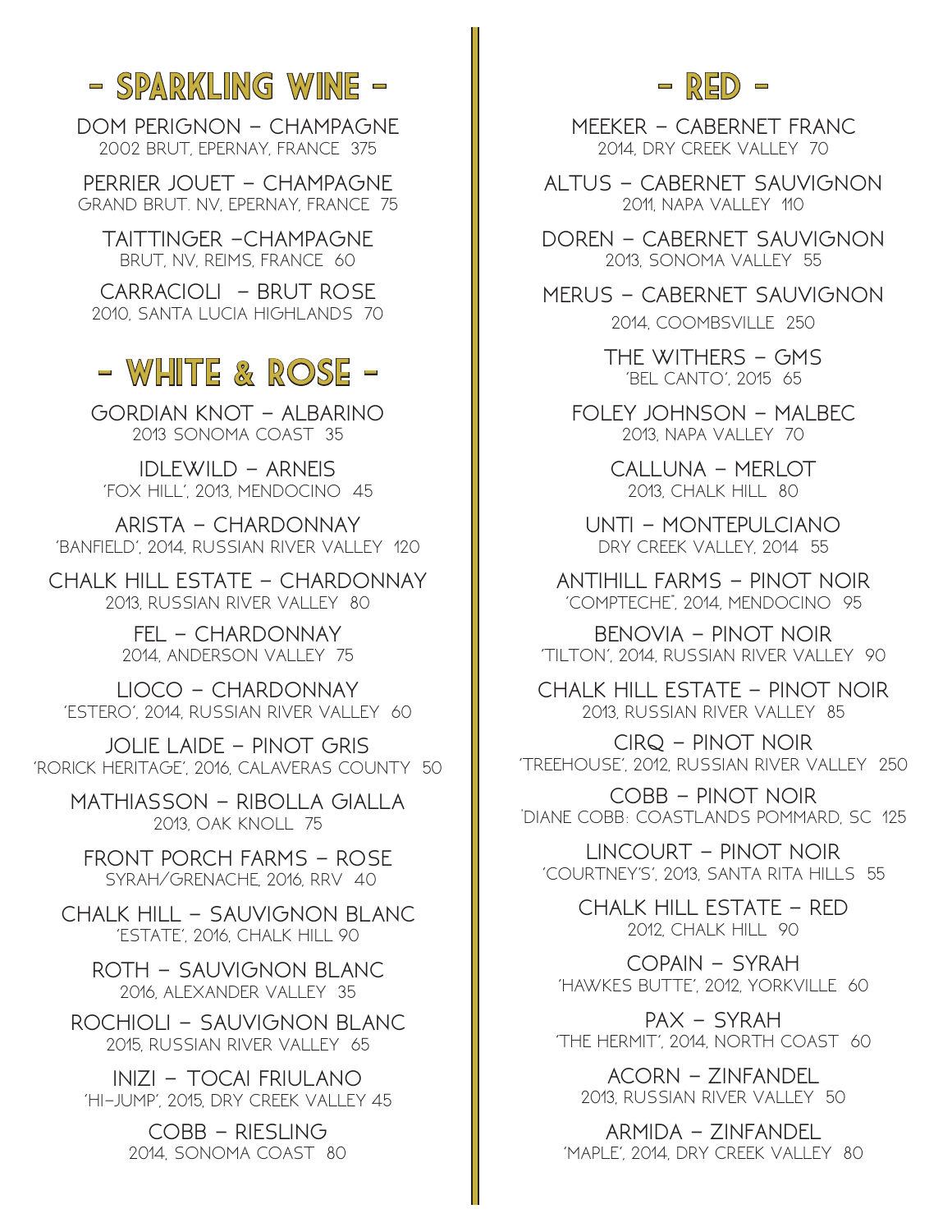## - SPARKLING WINE -

DOM PERIGNON – CHAMPAGNE
2002 BRUT, EPERNAY, FRANCE 375

PERRIER JOUET – CHAMPAGNE
GRAND BRUT. NV, EPERNAY, FRANCE 75

TAITTINGER –CHAMPAGNE
BRUT, NV, REIMS, FRANCE 60

CARRACIOLI – BRUT ROSE
2010, SANTA LUCIA HIGHLANDS 70

## - WHITE & ROSE -

GORDIAN KNOT – ALBARINO
2013 SONOMA COAST 35

IDLEWILD – ARNEIS
'FOX HILL', 2013, MENDOCINO 45

ARISTA – CHARDONNAY
'BANFIELD', 2014, RUSSIAN RIVER VALLEY 120

CHALK HILL ESTATE – CHARDONNAY
2013, RUSSIAN RIVER VALLEY 80

FEL – CHARDONNAY
2014, ANDERSON VALLEY 75

LIOCO – CHARDONNAY
'ESTERO', 2014, RUSSIAN RIVER VALLEY 60

JOLIE LAIDE – PINOT GRIS
'RORICK HERITAGE', 2016, CALAVERAS COUNTY 50

MATHIASSON – RIBOLLA GIALLA
2013, OAK KNOLL 75

FRONT PORCH FARMS – ROSE
SYRAH/GRENACHE, 2016, RRV 40

CHALK HILL – SAUVIGNON BLANC
'ESTATE', 2016, CHALK HILL 90

ROTH – SAUVIGNON BLANC
2016, ALEXANDER VALLEY 35

ROCHIOLI – SAUVIGNON BLANC
2015, RUSSIAN RIVER VALLEY 65

INIZI – TOCAI FRIULANO
'HI-JUMP', 2015, DRY CREEK VALLEY 45

COBB – RIESLING
2014, SONOMA COAST 80

## - RED -

MEEKER – CABERNET FRANC
2014, DRY CREEK VALLEY 70

ALTUS – CABERNET SAUVIGNON
2011, NAPA VALLEY 110

DOREN – CABERNET SAUVIGNON
2013, SONOMA VALLEY 55

MERUS – CABERNET SAUVIGNON
2014, COOMBSVILLE 250

THE WITHERS – GMS
'BEL CANTO', 2015 65

FOLEY JOHNSON – MALBEC
2013, NAPA VALLEY 70

CALLUNA – MERLOT
2013, CHALK HILL 80

UNTI – MONTEPULCIANO
DRY CREEK VALLEY, 2014 55

ANTIHILL FARMS – PINOT NOIR
'COMPTECHE", 2014, MENDOCINO 95

BENOVIA – PINOT NOIR
'TILTON', 2014, RUSSIAN RIVER VALLEY 90

CHALK HILL ESTATE – PINOT NOIR
2013, RUSSIAN RIVER VALLEY 85

CIRQ – PINOT NOIR
'TREEHOUSE', 2012, RUSSIAN RIVER VALLEY 250

COBB – PINOT NOIR
'DIANE COBB: COASTLANDS POMMARD, SC 125

LINCOURT – PINOT NOIR
'COURTNEY'S', 2013, SANTA RITA HILLS 55

CHALK HILL ESTATE – RED
2012, CHALK HILL 90

COPAIN – SYRAH
'HAWKES BUTTE', 2012, YORKVILLE 60

PAX – SYRAH
'THE HERMIT', 2014, NORTH COAST 60

ACORN – ZINFANDEL
2013, RUSSIAN RIVER VALLEY 50

ARMIDA – ZINFANDEL
'MAPLE', 2014, DRY CREEK VALLEY 80